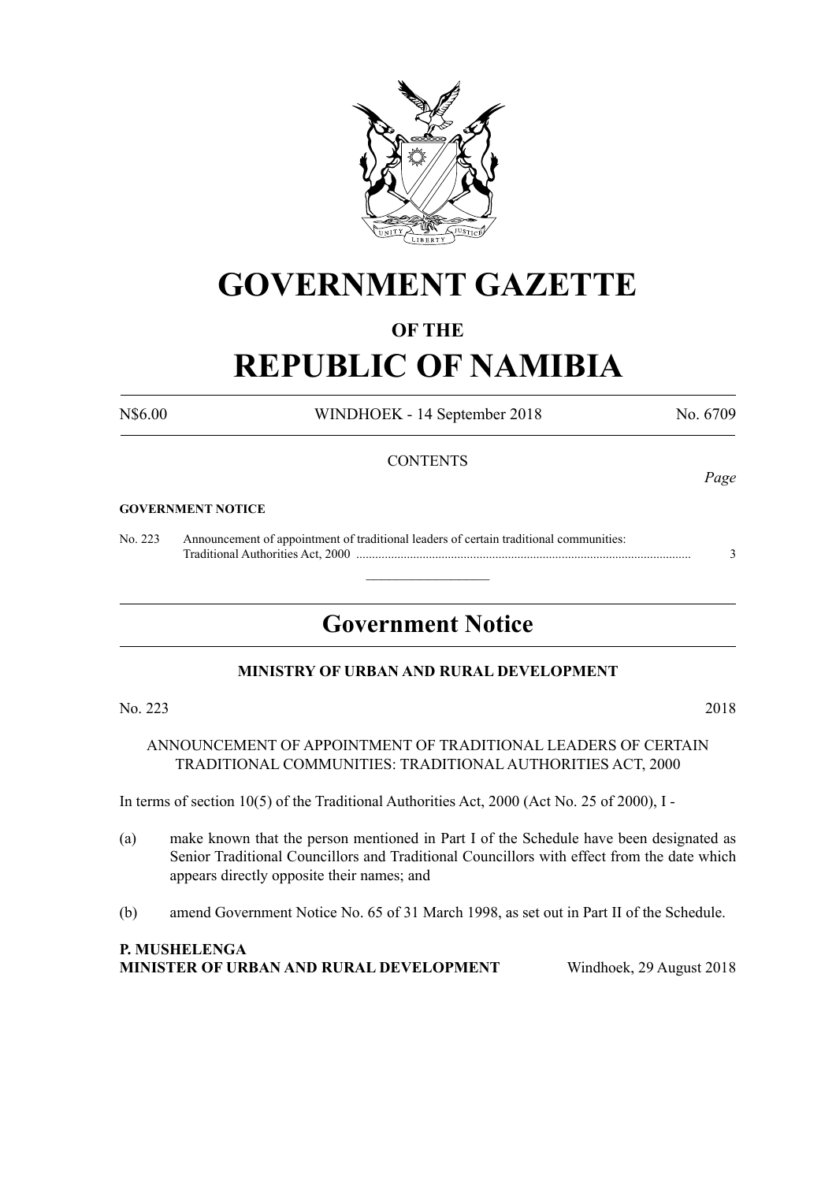# GOVERNMENT GAZETTE

## OF THE

# REPUBLIC OF NAMIBIA

N$6.00 WINDHOEK - 14 September 2018 No. 6709

CONTENTS

*Page*

**GOVERNMENT NOTICE**

| | | |
|---|---|---|
| No. 223 | Announcement of appointment of traditional leaders of certain traditional communities: Traditional Authorities Act, 2000 ............................................................................................................ | 3 |

---

## Government Notice

**MINISTRY OF URBAN AND RURAL DEVELOPMENT**

No. 223 2018

ANNOUNCEMENT OF APPOINTMENT OF TRADITIONAL LEADERS OF CERTAIN TRADITIONAL COMMUNITIES: TRADITIONAL AUTHORITIES ACT, 2000

In terms of section 10(5) of the Traditional Authorities Act, 2000 (Act No. 25 of 2000), I -

(a) make known that the person mentioned in Part I of the Schedule have been designated as Senior Traditional Councillors and Traditional Councillors with effect from the date which appears directly opposite their names; and

(b) amend Government Notice No. 65 of 31 March 1998, as set out in Part II of the Schedule.

**P. MUSHELENGA**
**MINISTER OF URBAN AND RURAL DEVELOPMENT** Windhoek, 29 August 2018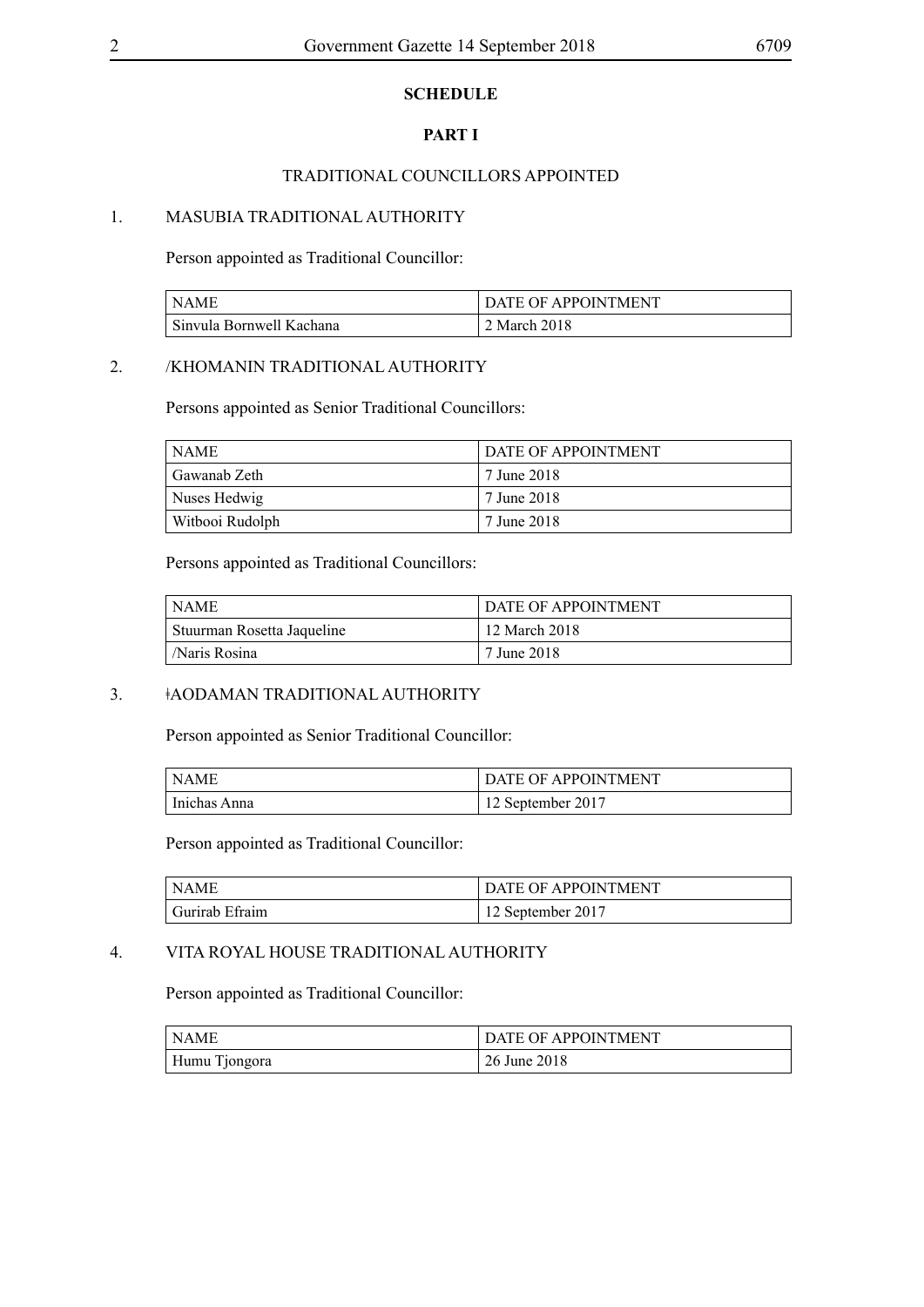**SCHEDULE**

**PART I**

TRADITIONAL COUNCILLORS APPOINTED

1. MASUBIA TRADITIONAL AUTHORITY

Person appointed as Traditional Councillor:

| NAME | DATE OF APPOINTMENT |
|---|---|
| Sinvula Bornwell Kachana | 2 March 2018 |

2. /KHOMANIN TRADITIONAL AUTHORITY

Persons appointed as Senior Traditional Councillors:

| NAME | DATE OF APPOINTMENT |
|---|---|
| Gawanab Zeth | 7 June 2018 |
| Nuses Hedwig | 7 June 2018 |
| Witbooi Rudolph | 7 June 2018 |

Persons appointed as Traditional Councillors:

| NAME | DATE OF APPOINTMENT |
|---|---|
| Stuurman Rosetta Jaqueline | 12 March 2018 |
| /Naris Rosina | 7 June 2018 |

3. ǂAODAMAN TRADITIONAL AUTHORITY

Person appointed as Senior Traditional Councillor:

| NAME | DATE OF APPOINTMENT |
|---|---|
| Inichas Anna | 12 September 2017 |

Person appointed as Traditional Councillor:

| NAME | DATE OF APPOINTMENT |
|---|---|
| Gurirab Efraim | 12 September 2017 |

4. VITA ROYAL HOUSE TRADITIONAL AUTHORITY

Person appointed as Traditional Councillor:

| NAME | DATE OF APPOINTMENT |
|---|---|
| Humu Tjongora | 26 June 2018 |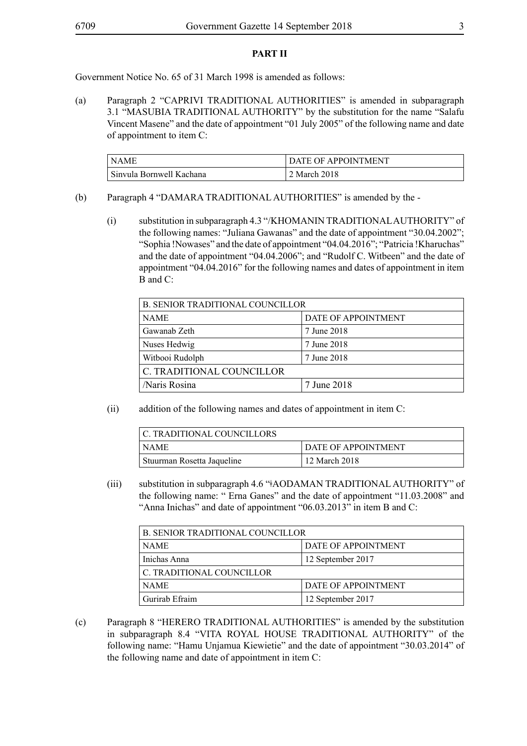**PART II**

Government Notice No. 65 of 31 March 1998 is amended as follows:

(a) Paragraph 2 "CAPRIVI TRADITIONAL AUTHORITIES" is amended in subparagraph 3.1 "MASUBIA TRADITIONAL AUTHORITY" by the substitution for the name "Salafu Vincent Masene" and the date of appointment "01 July 2005" of the following name and date of appointment to item C:

| NAME | DATE OF APPOINTMENT |
|---|---|
| Sinvula Bornwell Kachana | 2 March 2018 |

(b) Paragraph 4 "DAMARA TRADITIONAL AUTHORITIES" is amended by the -

(i) substitution in subparagraph 4.3 "/KHOMANIN TRADITIONAL AUTHORITY" of the following names: "Juliana Gawanas" and the date of appointment "30.04.2002"; "Sophia !Nowases" and the date of appointment "04.04.2016"; "Patricia !Kharuchas" and the date of appointment "04.04.2006"; and "Rudolf C. Witbeen" and the date of appointment "04.04.2016" for the following names and dates of appointment in item B and C:

| B. SENIOR TRADITIONAL COUNCILLOR | |
|---|---|
| NAME | DATE OF APPOINTMENT |
| Gawanab Zeth | 7 June 2018 |
| Nuses Hedwig | 7 June 2018 |
| Witbooi Rudolph | 7 June 2018 |
| C. TRADITIONAL COUNCILLOR | |
| /Naris Rosina | 7 June 2018 |

(ii) addition of the following names and dates of appointment in item C:

| C. TRADITIONAL COUNCILLORS | |
|---|---|
| NAME | DATE OF APPOINTMENT |
| Stuurman Rosetta Jaqueline | 12 March 2018 |

(iii) substitution in subparagraph 4.6 "ǂAODAMAN TRADITIONAL AUTHORITY" of the following name: " Erna Ganes" and the date of appointment "11.03.2008" and "Anna Inichas" and date of appointment "06.03.2013" in item B and C:

| B. SENIOR TRADITIONAL COUNCILLOR | |
|---|---|
| NAME | DATE OF APPOINTMENT |
| Inichas Anna | 12 September 2017 |
| C. TRADITIONAL COUNCILLOR | |
| NAME | DATE OF APPOINTMENT |
| Gurirab Efraim | 12 September 2017 |

(c) Paragraph 8 "HERERO TRADITIONAL AUTHORITIES" is amended by the substitution in subparagraph 8.4 "VITA ROYAL HOUSE TRADITIONAL AUTHORITY" of the following name: "Hamu Unjamua Kiewietie" and the date of appointment "30.03.2014" of the following name and date of appointment in item C: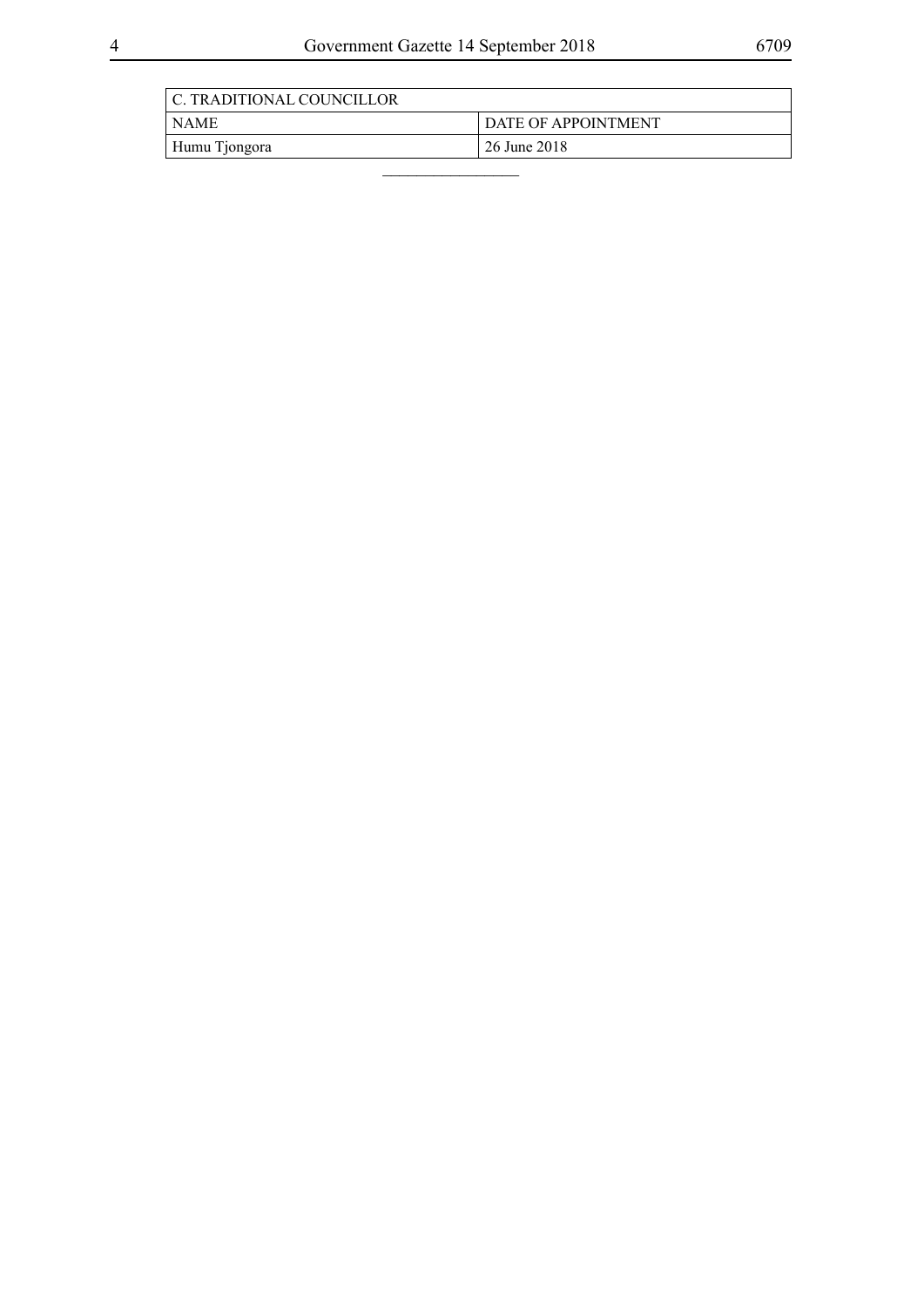| C. TRADITIONAL COUNCILLOR | |
|---|---|
| NAME | DATE OF APPOINTMENT |
| Humu Tjongora | 26 June 2018 |

________________